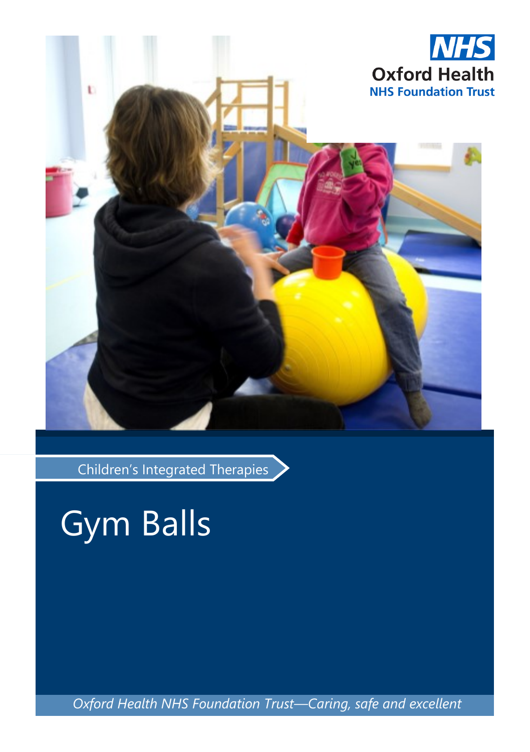**NHS**
**Oxford Health**
**NHS Foundation Trust**

Children's Integrated Therapies

# Gym Balls

*Oxford Health NHS Foundation Trust—Caring, safe and excellent*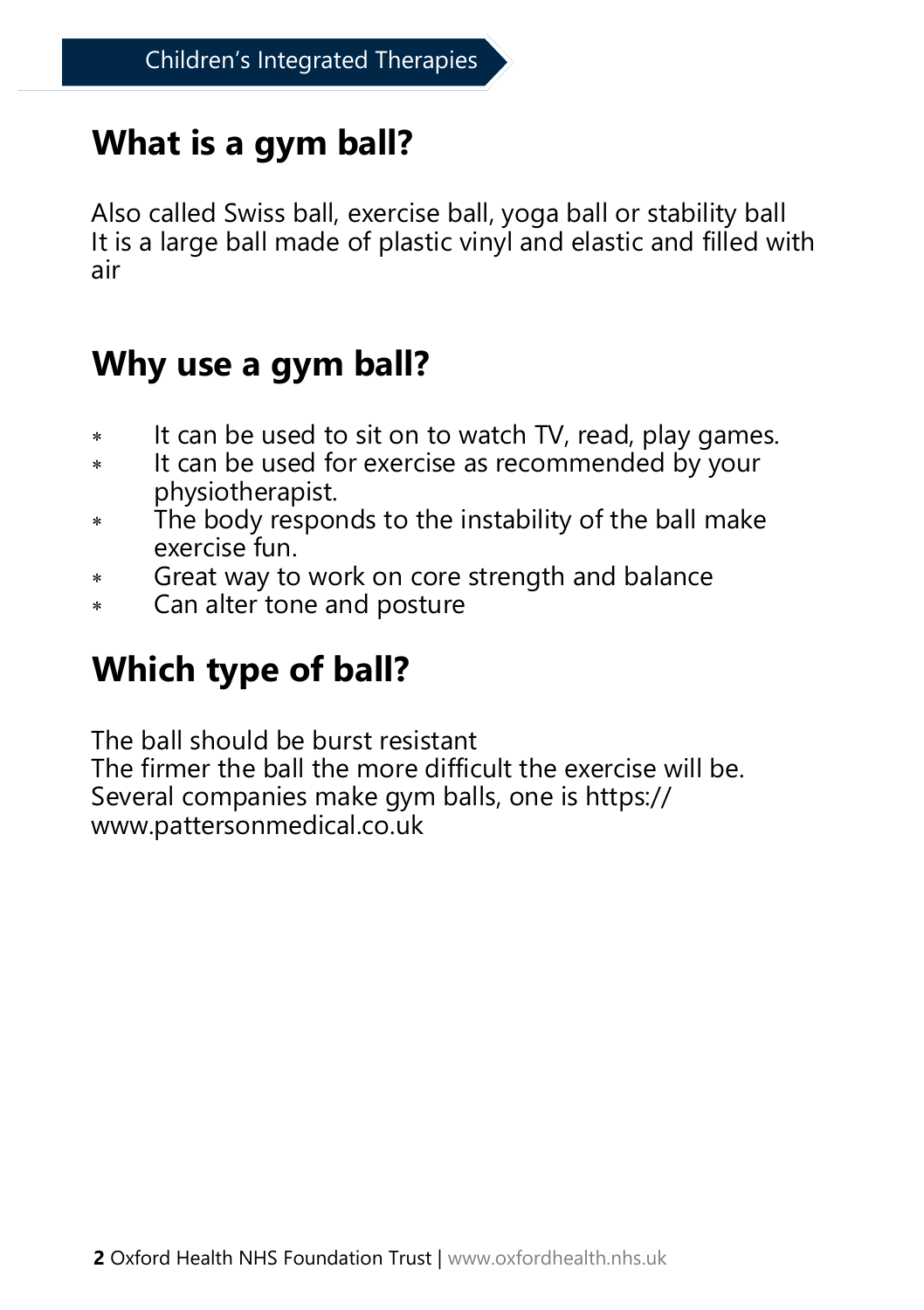## What is a gym ball?

Also called Swiss ball, exercise ball, yoga ball or stability ball
It is a large ball made of plastic vinyl and elastic and filled with air

## Why use a gym ball?

- It can be used to sit on to watch TV, read, play games.
- It can be used for exercise as recommended by your physiotherapist.
- The body responds to the instability of the ball make exercise fun.
- Great way to work on core strength and balance
- Can alter tone and posture

## Which type of ball?

The ball should be burst resistant
The firmer the ball the more difficult the exercise will be.
Several companies make gym balls, one is https://www.pattersonmedical.co.uk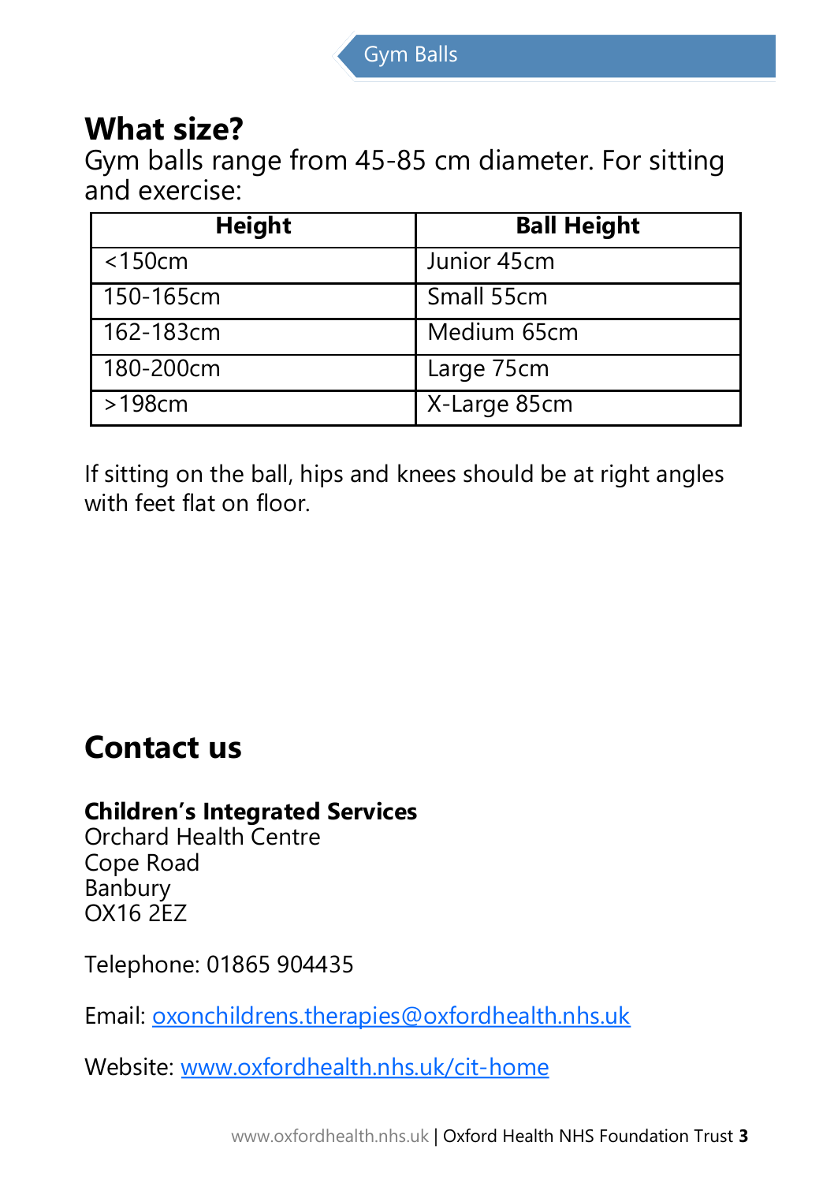## What size?

Gym balls range from 45-85 cm diameter. For sitting and exercise:

| Height | Ball Height |
|---|---|
| <150cm | Junior 45cm |
| 150-165cm | Small 55cm |
| 162-183cm | Medium 65cm |
| 180-200cm | Large 75cm |
| >198cm | X-Large 85cm |

If sitting on the ball, hips and knees should be at right angles with feet flat on floor.

## Contact us

**Children's Integrated Services**
Orchard Health Centre
Cope Road
Banbury
OX16 2EZ

Telephone: 01865 904435

Email: oxonchildrens.therapies@oxfordhealth.nhs.uk

Website: www.oxfordhealth.nhs.uk/cit-home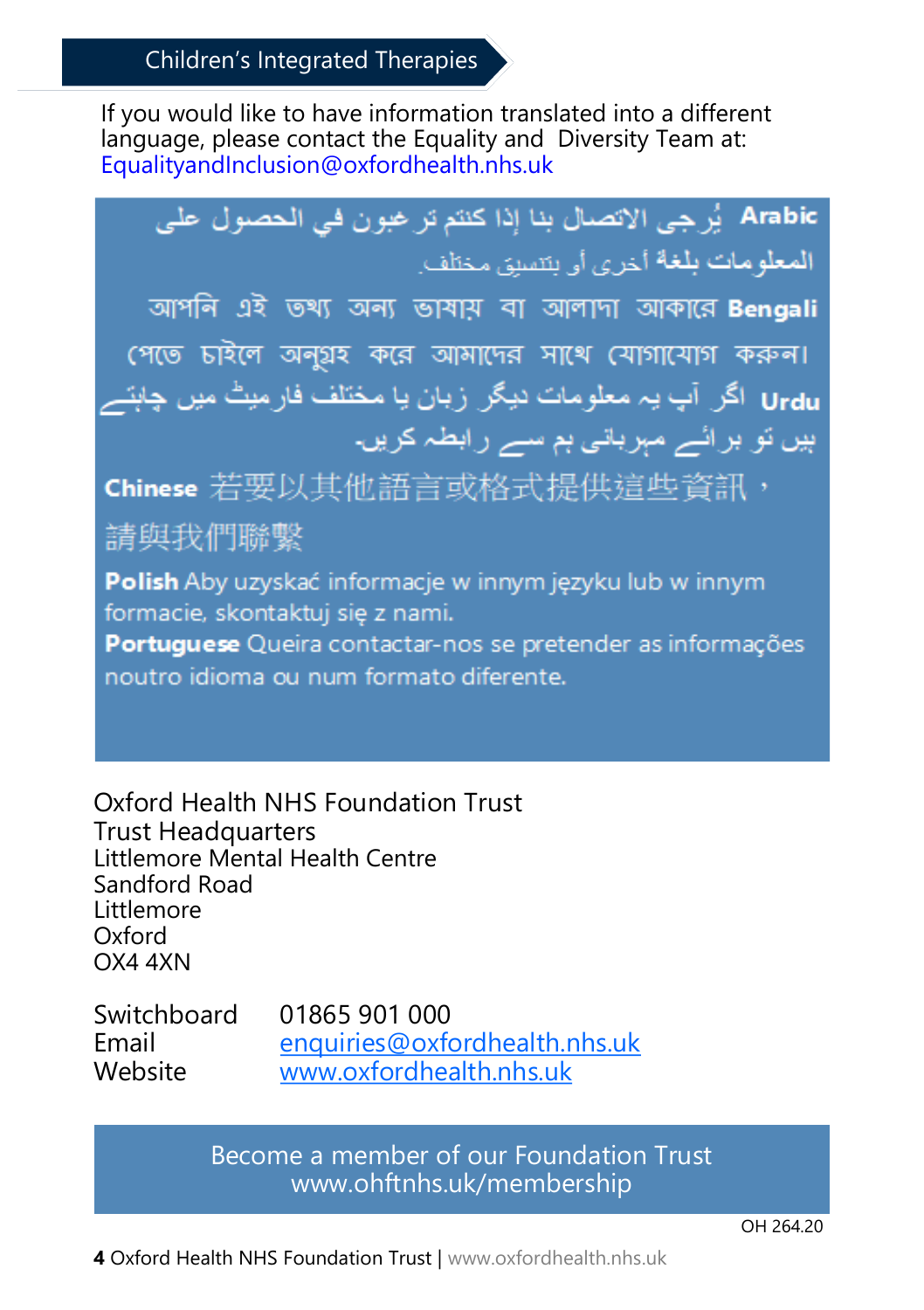Children's Integrated Therapies

If you would like to have information translated into a different language, please contact the Equality and Diversity Team at: EqualityandInclusion@oxfordhealth.nhs.uk

**Arabic** يُرجى الاتصال بنا إذا كنتم ترغبون في الحصول على المعلومات بلغة أخرى أو بتنسيق مختلف.

**Bengali** আপনি এই তথ্য অন্য ভাষায় বা আলাদা আকারে পেতে চাইলে অনুগ্রহ করে আমাদের সাথে যোগাযোগ করুন।

**Urdu** اگر آپ یہ معلومات دیگر زبان یا مختلف فارمیٹ میں چاہتے ہیں تو برائے مہربانی ہم سے رابطہ کریں۔

**Chinese** 若要以其他語言或格式提供這些資訊，請與我們聯繫

**Polish** Aby uzyskać informacje w innym języku lub w innym formacie, skontaktuj się z nami.

**Portuguese** Queira contactar-nos se pretender as informações noutro idioma ou num formato diferente.

Oxford Health NHS Foundation Trust
Trust Headquarters
Littlemore Mental Health Centre
Sandford Road
Littlemore
Oxford
OX4 4XN

| | |
|---|---|
| Switchboard | 01865 901 000 |
| Email | enquiries@oxfordhealth.nhs.uk |
| Website | www.oxfordhealth.nhs.uk |

Become a member of our Foundation Trust
www.ohftnhs.uk/membership

OH 264.20